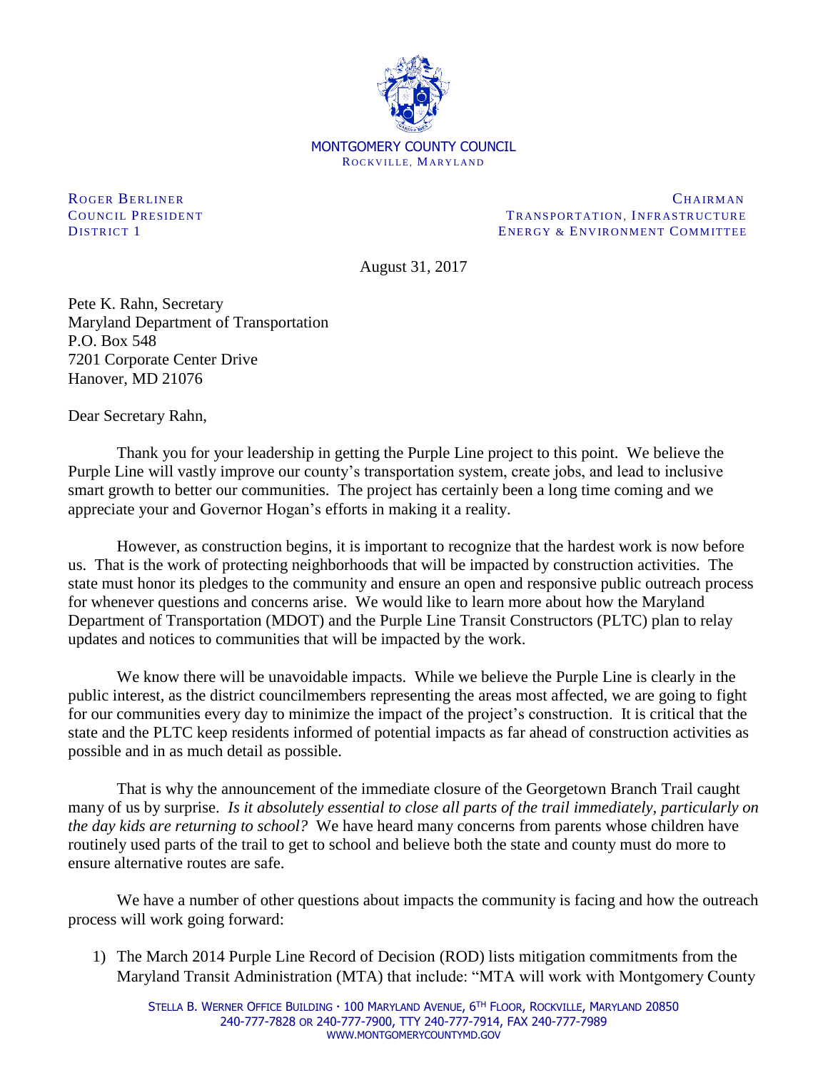MONTGOMERY COUNTY COUNCIL
ROCKVILLE, MARYLAND

ROGER BERLINER
COUNCIL PRESIDENT
DISTRICT 1

CHAIRMAN
TRANSPORTATION, INFRASTRUCTURE
ENERGY & ENVIRONMENT COMMITTEE

August 31, 2017

Pete K. Rahn, Secretary
Maryland Department of Transportation
P.O. Box 548
7201 Corporate Center Drive
Hanover, MD 21076

Dear Secretary Rahn,

Thank you for your leadership in getting the Purple Line project to this point. We believe the Purple Line will vastly improve our county's transportation system, create jobs, and lead to inclusive smart growth to better our communities. The project has certainly been a long time coming and we appreciate your and Governor Hogan's efforts in making it a reality.

However, as construction begins, it is important to recognize that the hardest work is now before us. That is the work of protecting neighborhoods that will be impacted by construction activities. The state must honor its pledges to the community and ensure an open and responsive public outreach process for whenever questions and concerns arise. We would like to learn more about how the Maryland Department of Transportation (MDOT) and the Purple Line Transit Constructors (PLTC) plan to relay updates and notices to communities that will be impacted by the work.

We know there will be unavoidable impacts. While we believe the Purple Line is clearly in the public interest, as the district councilmembers representing the areas most affected, we are going to fight for our communities every day to minimize the impact of the project's construction. It is critical that the state and the PLTC keep residents informed of potential impacts as far ahead of construction activities as possible and in as much detail as possible.

That is why the announcement of the immediate closure of the Georgetown Branch Trail caught many of us by surprise. *Is it absolutely essential to close all parts of the trail immediately, particularly on the day kids are returning to school?* We have heard many concerns from parents whose children have routinely used parts of the trail to get to school and believe both the state and county must do more to ensure alternative routes are safe.

We have a number of other questions about impacts the community is facing and how the outreach process will work going forward:

1) The March 2014 Purple Line Record of Decision (ROD) lists mitigation commitments from the Maryland Transit Administration (MTA) that include: "MTA will work with Montgomery County

STELLA B. WERNER OFFICE BUILDING · 100 MARYLAND AVENUE, 6TH FLOOR, ROCKVILLE, MARYLAND 20850
240-777-7828 OR 240-777-7900, TTY 240-777-7914, FAX 240-777-7989
WWW.MONTGOMERYCOUNTYMD.GOV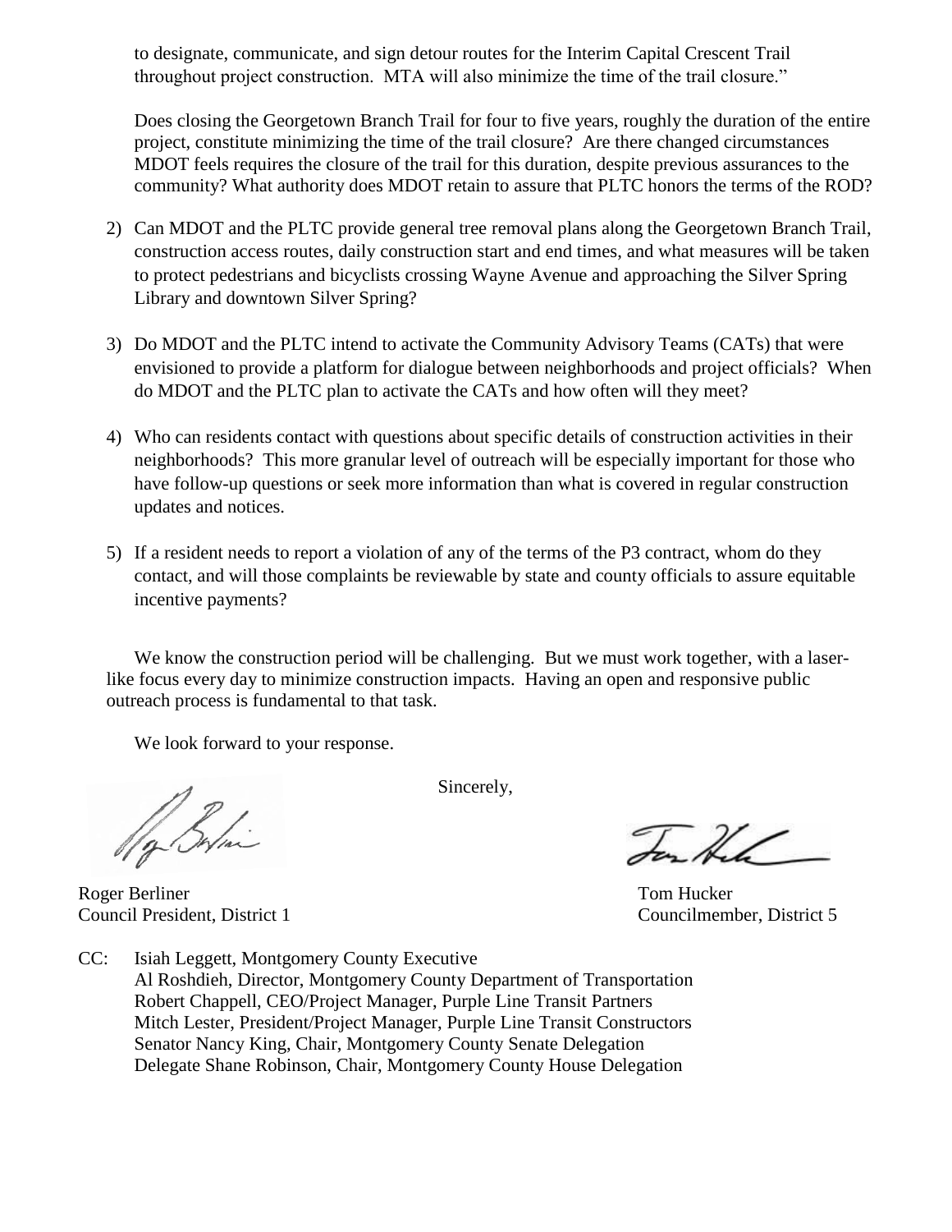to designate, communicate, and sign detour routes for the Interim Capital Crescent Trail throughout project construction. MTA will also minimize the time of the trail closure."

Does closing the Georgetown Branch Trail for four to five years, roughly the duration of the entire project, constitute minimizing the time of the trail closure? Are there changed circumstances MDOT feels requires the closure of the trail for this duration, despite previous assurances to the community? What authority does MDOT retain to assure that PLTC honors the terms of the ROD?

2) Can MDOT and the PLTC provide general tree removal plans along the Georgetown Branch Trail, construction access routes, daily construction start and end times, and what measures will be taken to protect pedestrians and bicyclists crossing Wayne Avenue and approaching the Silver Spring Library and downtown Silver Spring?

3) Do MDOT and the PLTC intend to activate the Community Advisory Teams (CATs) that were envisioned to provide a platform for dialogue between neighborhoods and project officials? When do MDOT and the PLTC plan to activate the CATs and how often will they meet?

4) Who can residents contact with questions about specific details of construction activities in their neighborhoods? This more granular level of outreach will be especially important for those who have follow-up questions or seek more information than what is covered in regular construction updates and notices.

5) If a resident needs to report a violation of any of the terms of the P3 contract, whom do they contact, and will those complaints be reviewable by state and county officials to assure equitable incentive payments?

We know the construction period will be challenging. But we must work together, with a laser-like focus every day to minimize construction impacts. Having an open and responsive public outreach process is fundamental to that task.

We look forward to your response.

Sincerely,

Roger Berliner
Council President, District 1

Tom Hucker
Councilmember, District 5

CC: Isiah Leggett, Montgomery County Executive
Al Roshdieh, Director, Montgomery County Department of Transportation
Robert Chappell, CEO/Project Manager, Purple Line Transit Partners
Mitch Lester, President/Project Manager, Purple Line Transit Constructors
Senator Nancy King, Chair, Montgomery County Senate Delegation
Delegate Shane Robinson, Chair, Montgomery County House Delegation